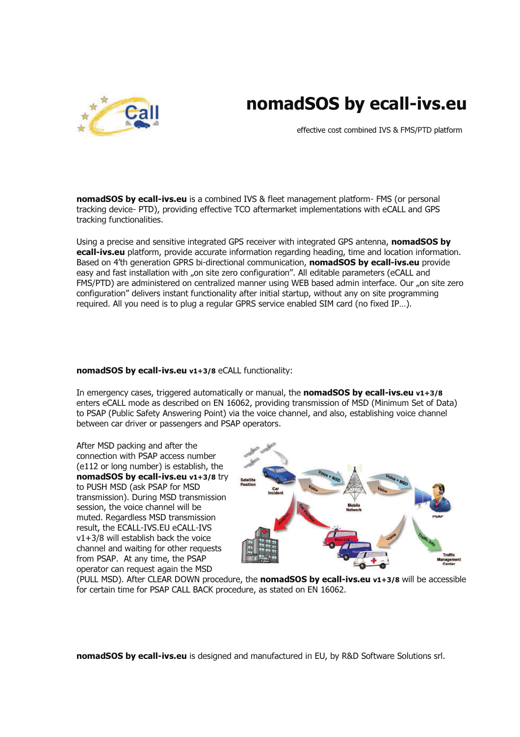# nomadSOS by ecall-ivs.eu

effective cost combined IVS & FMS/PTD platform

**nomadSOS by ecall-ivs.eu** is a combined IVS & fleet management platform- FMS (or personal tracking device- PTD), providing effective TCO aftermarket implementations with eCALL and GPS tracking functionalities.

Using a precise and sensitive integrated GPS receiver with integrated GPS antenna, **nomadSOS by ecall-ivs.eu** platform, provide accurate information regarding heading, time and location information. Based on 4'th generation GPRS bi-directional communication, **nomadSOS by ecall-ivs.eu** provide easy and fast installation with „on site zero configuration". All editable parameters (eCALL and FMS/PTD) are administered on centralized manner using WEB based admin interface. Our „on site zero configuration" delivers instant functionality after initial startup, without any on site programming required. All you need is to plug a regular GPRS service enabled SIM card (no fixed IP…).

**nomadSOS by ecall-ivs.eu v1+3/8** eCALL functionality:

In emergency cases, triggered automatically or manual, the **nomadSOS by ecall-ivs.eu v1+3/8** enters eCALL mode as described on EN 16062, providing transmission of MSD (Minimum Set of Data) to PSAP (Public Safety Answering Point) via the voice channel, and also, establishing voice channel between car driver or passengers and PSAP operators.

After MSD packing and after the connection with PSAP access number (e112 or long number) is establish, the **nomadSOS by ecall-ivs.eu v1+3/8** try to PUSH MSD (ask PSAP for MSD transmission). During MSD transmission session, the voice channel will be muted. Regardless MSD transmission result, the ECALL-IVS.EU eCALL-IVS v1+3/8 will establish back the voice channel and waiting for other requests from PSAP. At any time, the PSAP operator can request again the MSD (PULL MSD). After CLEAR DOWN procedure, the **nomadSOS by ecall-ivs.eu v1+3/8** will be accessible for certain time for PSAP CALL BACK procedure, as stated on EN 16062.

**nomadSOS by ecall-ivs.eu** is designed and manufactured in EU, by R&D Software Solutions srl.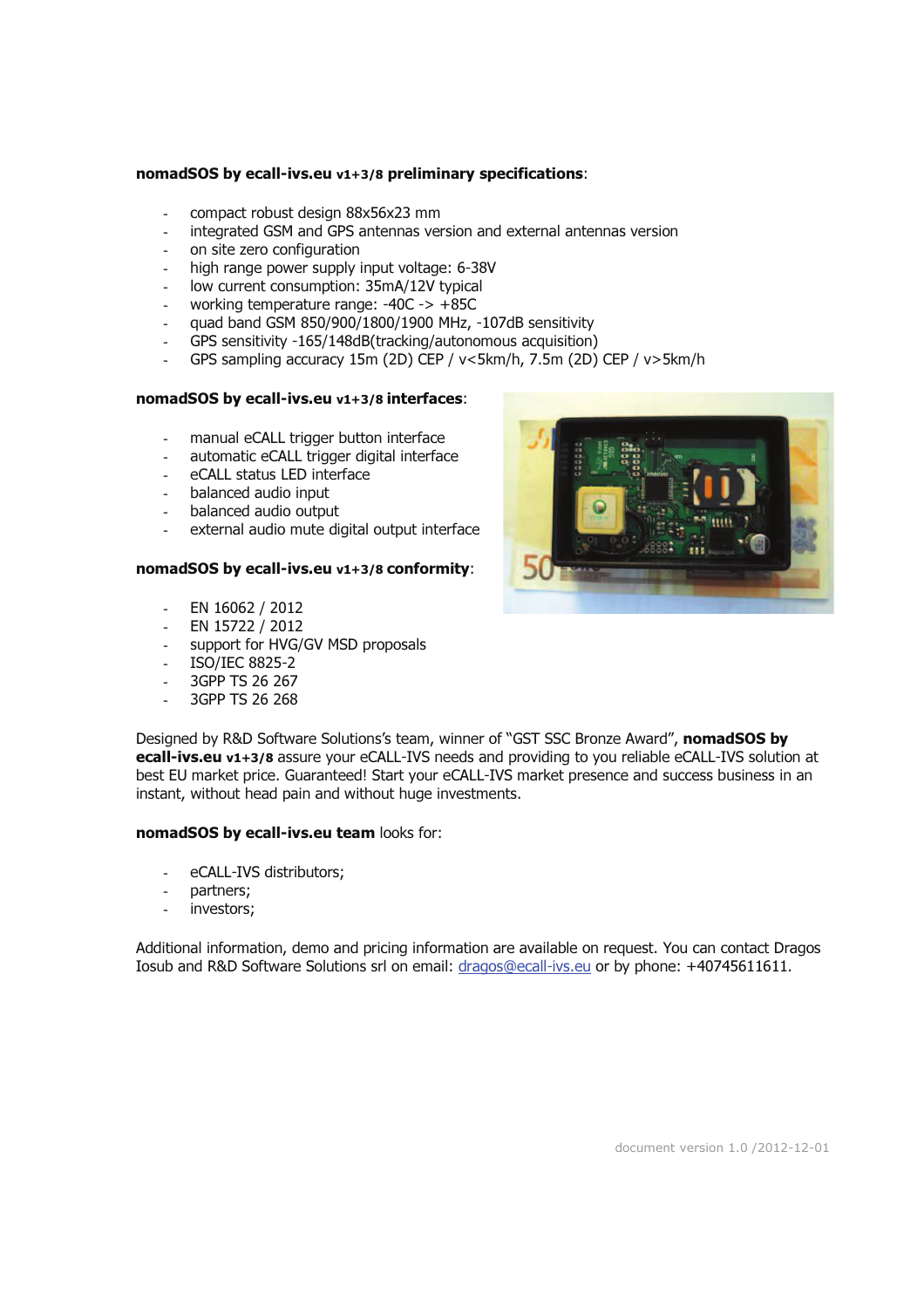**nomadSOS by ecall-ivs.eu v1+3/8 preliminary specifications**:

- compact robust design 88x56x23 mm
- integrated GSM and GPS antennas version and external antennas version
- on site zero configuration
- high range power supply input voltage: 6-38V
- low current consumption: 35mA/12V typical
- working temperature range: -40C -> +85C
- quad band GSM 850/900/1800/1900 MHz, -107dB sensitivity
- GPS sensitivity -165/148dB(tracking/autonomous acquisition)
- GPS sampling accuracy 15m (2D) CEP / v<5km/h, 7.5m (2D) CEP / v>5km/h

**nomadSOS by ecall-ivs.eu v1+3/8 interfaces**:

- manual eCALL trigger button interface
- automatic eCALL trigger digital interface
- eCALL status LED interface
- balanced audio input
- balanced audio output
- external audio mute digital output interface

**nomadSOS by ecall-ivs.eu v1+3/8 conformity**:

- EN 16062 / 2012
- EN 15722 / 2012
- support for HVG/GV MSD proposals
- ISO/IEC 8825-2
- 3GPP TS 26 267
- 3GPP TS 26 268

Designed by R&D Software Solutions's team, winner of "GST SSC Bronze Award", **nomadSOS by ecall-ivs.eu v1+3/8** assure your eCALL-IVS needs and providing to you reliable eCALL-IVS solution at best EU market price. Guaranteed! Start your eCALL-IVS market presence and success business in an instant, without head pain and without huge investments.

**nomadSOS by ecall-ivs.eu team** looks for:

- eCALL-IVS distributors;
- partners;
- investors;

Additional information, demo and pricing information are available on request. You can contact Dragos Iosub and R&D Software Solutions srl on email: dragos@ecall-ivs.eu or by phone: +40745611611.

document version 1.0 /2012-12-01